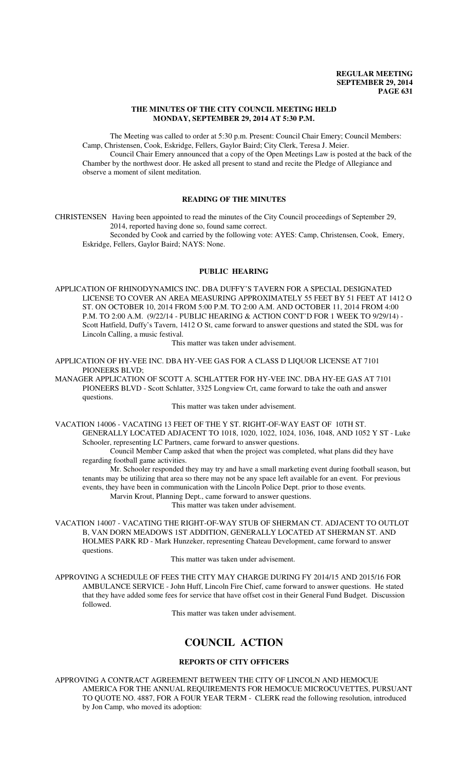# THE MINUTES OF THE CITY COUNCIL MEETING HELD MONDAY, SEPTEMBER 29, 2014 AT 5:30 P.M.

The Meeting was called to order at 5:30 p.m. Present: Council Chair Emery; Council Members: Camp, Christensen, Cook, Eskridge, Fellers, Gaylor Baird; City Clerk, Teresa J. Meier.

Council Chair Emery announced that a copy of the Open Meetings Law is posted at the back of the Chamber by the northwest door. He asked all present to stand and recite the Pledge of Allegiance and observe a moment of silent meditation.

## READING OF THE MINUTES

CHRISTENSEN Having been appointed to read the minutes of the City Council proceedings of September 29, 2014, reported having done so, found same correct.

Seconded by Cook and carried by the following vote: AYES: Camp, Christensen, Cook, Emery, Eskridge, Fellers, Gaylor Baird; NAYS: None.

## PUBLIC HEARING

APPLICATION OF RHINODYNAMICS INC. DBA DUFFY'S TAVERN FOR A SPECIAL DESIGNATED LICENSE TO COVER AN AREA MEASURING APPROXIMATELY 55 FEET BY 51 FEET AT 1412 O ST. ON OCTOBER 10, 2014 FROM 5:00 P.M. TO 2:00 A.M. AND OCTOBER 11, 2014 FROM 4:00 P.M. TO 2:00 A.M. (9/22/14 - PUBLIC HEARING & ACTION CONT'D FOR 1 WEEK TO 9/29/14) - Scott Hatfield, Duffy's Tavern, 1412 O St, came forward to answer questions and stated the SDL was for Lincoln Calling, a music festival.

This matter was taken under advisement.

APPLICATION OF HY-VEE INC. DBA HY-VEE GAS FOR A CLASS D LIQUOR LICENSE AT 7101 PIONEERS BLVD;

MANAGER APPLICATION OF SCOTT A. SCHLATTER FOR HY-VEE INC. DBA HY-EE GAS AT 7101 PIONEERS BLVD - Scott Schlatter, 3325 Longview Crt, came forward to take the oath and answer questions.

This matter was taken under advisement.

VACATION 14006 - VACATING 13 FEET OF THE Y ST. RIGHT-OF-WAY EAST OF 10TH ST. GENERALLY LOCATED ADJACENT TO 1018, 1020, 1022, 1024, 1036, 1048, AND 1052 Y ST - Luke Schooler, representing LC Partners, came forward to answer questions.

Council Member Camp asked that when the project was completed, what plans did they have regarding football game activities.

Mr. Schooler responded they may try and have a small marketing event during football season, but tenants may be utilizing that area so there may not be any space left available for an event. For previous events, they have been in communication with the Lincoln Police Dept. prior to those events.

Marvin Krout, Planning Dept., came forward to answer questions.

This matter was taken under advisement.

VACATION 14007 - VACATING THE RIGHT-OF-WAY STUB OF SHERMAN CT. ADJACENT TO OUTLOT B, VAN DORN MEADOWS 1ST ADDITION, GENERALLY LOCATED AT SHERMAN ST. AND HOLMES PARK RD - Mark Hunzeker, representing Chateau Development, came forward to answer questions.

This matter was taken under advisement.

APPROVING A SCHEDULE OF FEES THE CITY MAY CHARGE DURING FY 2014/15 AND 2015/16 FOR AMBULANCE SERVICE - John Huff, Lincoln Fire Chief, came forward to answer questions. He stated that they have added some fees for service that have offset cost in their General Fund Budget. Discussion followed.

This matter was taken under advisement.

# COUNCIL ACTION

## REPORTS OF CITY OFFICERS

APPROVING A CONTRACT AGREEMENT BETWEEN THE CITY OF LINCOLN AND HEMOCUE AMERICA FOR THE ANNUAL REQUIREMENTS FOR HEMOCUE MICROCUVETTES, PURSUANT TO QUOTE NO. 4887, FOR A FOUR YEAR TERM - CLERK read the following resolution, introduced by Jon Camp, who moved its adoption: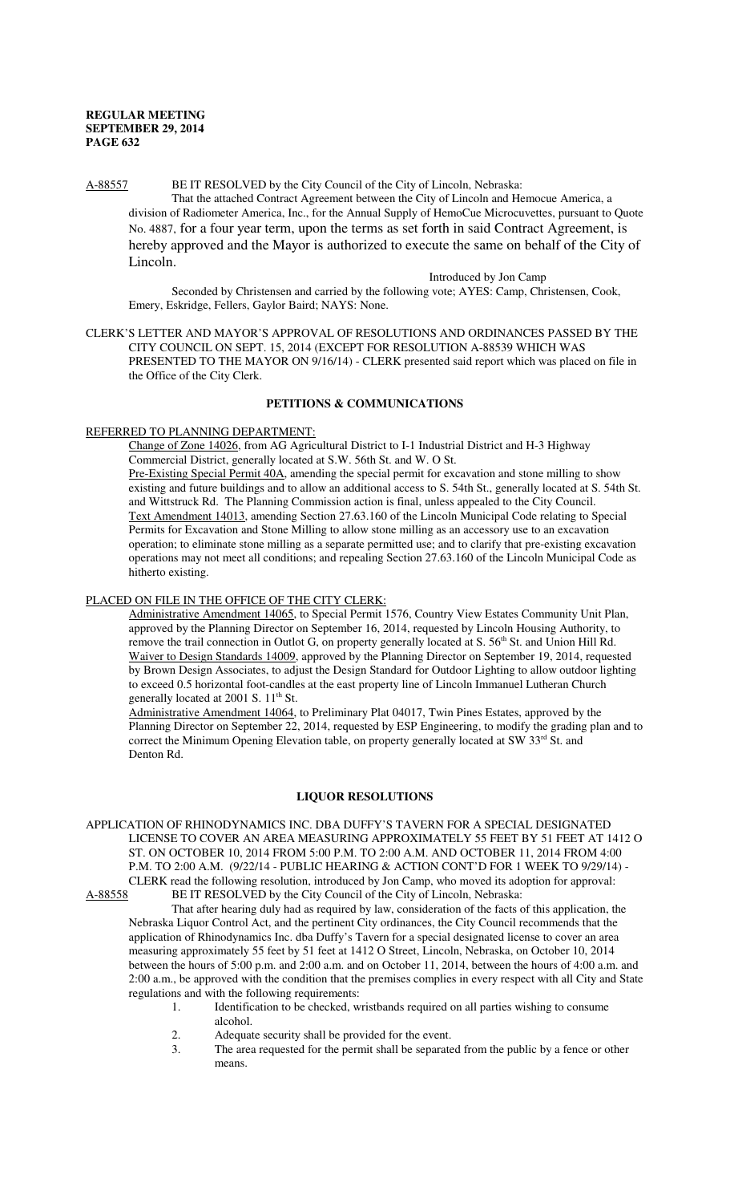A-88557 BE IT RESOLVED by the City Council of the City of Lincoln, Nebraska:

That the attached Contract Agreement between the City of Lincoln and Hemocue America, a division of Radiometer America, Inc., for the Annual Supply of HemoCue Microcuvettes, pursuant to Quote No. 4887, for a four year term, upon the terms as set forth in said Contract Agreement, is hereby approved and the Mayor is authorized to execute the same on behalf of the City of Lincoln.

Introduced by Jon Camp

Seconded by Christensen and carried by the following vote; AYES: Camp, Christensen, Cook, Emery, Eskridge, Fellers, Gaylor Baird; NAYS: None.

CLERK'S LETTER AND MAYOR'S APPROVAL OF RESOLUTIONS AND ORDINANCES PASSED BY THE CITY COUNCIL ON SEPT. 15, 2014 (EXCEPT FOR RESOLUTION A-88539 WHICH WAS PRESENTED TO THE MAYOR ON 9/16/14) - CLERK presented said report which was placed on file in the Office of the City Clerk.

## PETITIONS & COMMUNICATIONS

REFERRED TO PLANNING DEPARTMENT:

Change of Zone 14026, from AG Agricultural District to I-1 Industrial District and H-3 Highway Commercial District, generally located at S.W. 56th St. and W. O St.

Pre-Existing Special Permit 40A, amending the special permit for excavation and stone milling to show existing and future buildings and to allow an additional access to S. 54th St., generally located at S. 54th St. and Wittstruck Rd. The Planning Commission action is final, unless appealed to the City Council.

Text Amendment 14013, amending Section 27.63.160 of the Lincoln Municipal Code relating to Special Permits for Excavation and Stone Milling to allow stone milling as an accessory use to an excavation operation; to eliminate stone milling as a separate permitted use; and to clarify that pre-existing excavation operations may not meet all conditions; and repealing Section 27.63.160 of the Lincoln Municipal Code as hitherto existing.

PLACED ON FILE IN THE OFFICE OF THE CITY CLERK:

Administrative Amendment 14065, to Special Permit 1576, Country View Estates Community Unit Plan, approved by the Planning Director on September 16, 2014, requested by Lincoln Housing Authority, to remove the trail connection in Outlot G, on property generally located at S. 56th St. and Union Hill Rd.

Waiver to Design Standards 14009, approved by the Planning Director on September 19, 2014, requested by Brown Design Associates, to adjust the Design Standard for Outdoor Lighting to allow outdoor lighting to exceed 0.5 horizontal foot-candles at the east property line of Lincoln Immanuel Lutheran Church generally located at 2001 S. 11th St.

Administrative Amendment 14064, to Preliminary Plat 04017, Twin Pines Estates, approved by the Planning Director on September 22, 2014, requested by ESP Engineering, to modify the grading plan and to correct the Minimum Opening Elevation table, on property generally located at SW 33rd St. and Denton Rd.

## LIQUOR RESOLUTIONS

APPLICATION OF RHINODYNAMICS INC. DBA DUFFY'S TAVERN FOR A SPECIAL DESIGNATED LICENSE TO COVER AN AREA MEASURING APPROXIMATELY 55 FEET BY 51 FEET AT 1412 O ST. ON OCTOBER 10, 2014 FROM 5:00 P.M. TO 2:00 A.M. AND OCTOBER 11, 2014 FROM 4:00 P.M. TO 2:00 A.M. (9/22/14 - PUBLIC HEARING & ACTION CONT'D FOR 1 WEEK TO 9/29/14) - CLERK read the following resolution, introduced by Jon Camp, who moved its adoption for approval:

A-88558 BE IT RESOLVED by the City Council of the City of Lincoln, Nebraska:

That after hearing duly had as required by law, consideration of the facts of this application, the Nebraska Liquor Control Act, and the pertinent City ordinances, the City Council recommends that the application of Rhinodynamics Inc. dba Duffy's Tavern for a special designated license to cover an area measuring approximately 55 feet by 51 feet at 1412 O Street, Lincoln, Nebraska, on October 10, 2014 between the hours of 5:00 p.m. and 2:00 a.m. and on October 11, 2014, between the hours of 4:00 a.m. and 2:00 a.m., be approved with the condition that the premises complies in every respect with all City and State regulations and with the following requirements:

1. Identification to be checked, wristbands required on all parties wishing to consume alcohol.
2. Adequate security shall be provided for the event.
3. The area requested for the permit shall be separated from the public by a fence or other means.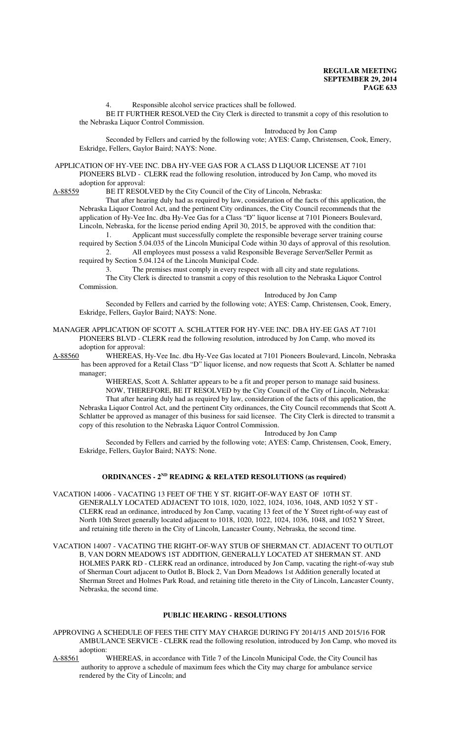4. Responsible alcohol service practices shall be followed.

BE IT FURTHER RESOLVED the City Clerk is directed to transmit a copy of this resolution to the Nebraska Liquor Control Commission.

Introduced by Jon Camp

Seconded by Fellers and carried by the following vote; AYES: Camp, Christensen, Cook, Emery, Eskridge, Fellers, Gaylor Baird; NAYS: None.

APPLICATION OF HY-VEE INC. DBA HY-VEE GAS FOR A CLASS D LIQUOR LICENSE AT 7101 PIONEERS BLVD - CLERK read the following resolution, introduced by Jon Camp, who moved its adoption for approval:

A-88559 BE IT RESOLVED by the City Council of the City of Lincoln, Nebraska:

That after hearing duly had as required by law, consideration of the facts of this application, the Nebraska Liquor Control Act, and the pertinent City ordinances, the City Council recommends that the application of Hy-Vee Inc. dba Hy-Vee Gas for a Class "D" liquor license at 7101 Pioneers Boulevard, Lincoln, Nebraska, for the license period ending April 30, 2015, be approved with the condition that:

1. Applicant must successfully complete the responsible beverage server training course required by Section 5.04.035 of the Lincoln Municipal Code within 30 days of approval of this resolution.
2. All employees must possess a valid Responsible Beverage Server/Seller Permit as required by Section 5.04.124 of the Lincoln Municipal Code.
3. The premises must comply in every respect with all city and state regulations.

The City Clerk is directed to transmit a copy of this resolution to the Nebraska Liquor Control Commission.

Introduced by Jon Camp

Seconded by Fellers and carried by the following vote; AYES: Camp, Christensen, Cook, Emery, Eskridge, Fellers, Gaylor Baird; NAYS: None.

MANAGER APPLICATION OF SCOTT A. SCHLATTER FOR HY-VEE INC. DBA HY-EE GAS AT 7101 PIONEERS BLVD - CLERK read the following resolution, introduced by Jon Camp, who moved its adoption for approval:

A-88560 WHEREAS, Hy-Vee Inc. dba Hy-Vee Gas located at 7101 Pioneers Boulevard, Lincoln, Nebraska has been approved for a Retail Class "D" liquor license, and now requests that Scott A. Schlatter be named manager;

WHEREAS, Scott A. Schlatter appears to be a fit and proper person to manage said business.

NOW, THEREFORE, BE IT RESOLVED by the City Council of the City of Lincoln, Nebraska:

That after hearing duly had as required by law, consideration of the facts of this application, the Nebraska Liquor Control Act, and the pertinent City ordinances, the City Council recommends that Scott A. Schlatter be approved as manager of this business for said licensee. The City Clerk is directed to transmit a copy of this resolution to the Nebraska Liquor Control Commission.

Introduced by Jon Camp

Seconded by Fellers and carried by the following vote; AYES: Camp, Christensen, Cook, Emery, Eskridge, Fellers, Gaylor Baird; NAYS: None.

## ORDINANCES - 2ND READING & RELATED RESOLUTIONS (as required)

VACATION 14006 - VACATING 13 FEET OF THE Y ST. RIGHT-OF-WAY EAST OF 10TH ST. GENERALLY LOCATED ADJACENT TO 1018, 1020, 1022, 1024, 1036, 1048, AND 1052 Y ST - CLERK read an ordinance, introduced by Jon Camp, vacating 13 feet of the Y Street right-of-way east of North 10th Street generally located adjacent to 1018, 1020, 1022, 1024, 1036, 1048, and 1052 Y Street, and retaining title thereto in the City of Lincoln, Lancaster County, Nebraska, the second time.

VACATION 14007 - VACATING THE RIGHT-OF-WAY STUB OF SHERMAN CT. ADJACENT TO OUTLOT B, VAN DORN MEADOWS 1ST ADDITION, GENERALLY LOCATED AT SHERMAN ST. AND HOLMES PARK RD - CLERK read an ordinance, introduced by Jon Camp, vacating the right-of-way stub of Sherman Court adjacent to Outlot B, Block 2, Van Dorn Meadows 1st Addition generally located at Sherman Street and Holmes Park Road, and retaining title thereto in the City of Lincoln, Lancaster County, Nebraska, the second time.

## PUBLIC HEARING - RESOLUTIONS

APPROVING A SCHEDULE OF FEES THE CITY MAY CHARGE DURING FY 2014/15 AND 2015/16 FOR AMBULANCE SERVICE - CLERK read the following resolution, introduced by Jon Camp, who moved its adoption:

A-88561 WHEREAS, in accordance with Title 7 of the Lincoln Municipal Code, the City Council has authority to approve a schedule of maximum fees which the City may charge for ambulance service rendered by the City of Lincoln; and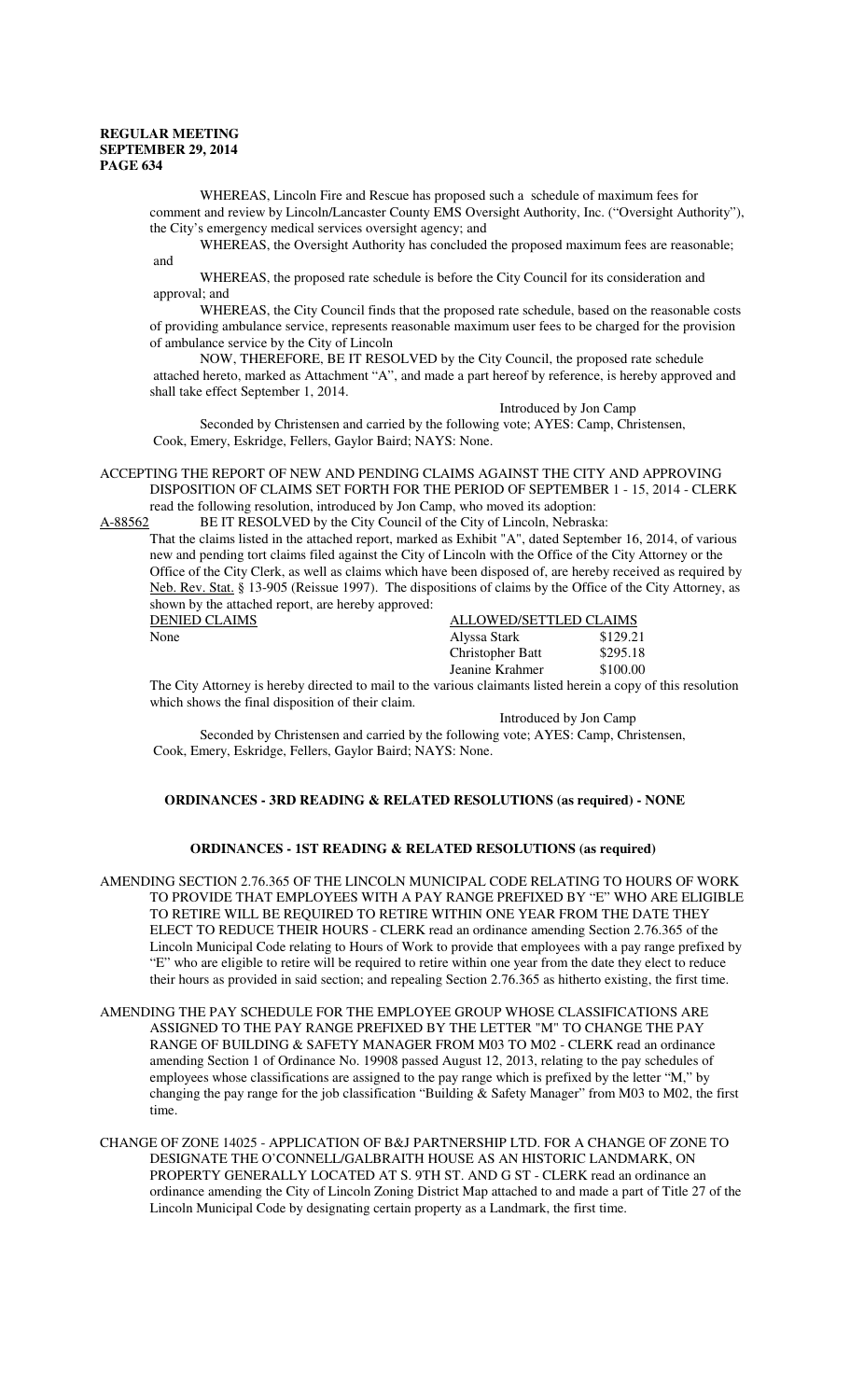WHEREAS, Lincoln Fire and Rescue has proposed such a schedule of maximum fees for comment and review by Lincoln/Lancaster County EMS Oversight Authority, Inc. ("Oversight Authority"), the City's emergency medical services oversight agency; and

WHEREAS, the Oversight Authority has concluded the proposed maximum fees are reasonable; and

WHEREAS, the proposed rate schedule is before the City Council for its consideration and approval; and

WHEREAS, the City Council finds that the proposed rate schedule, based on the reasonable costs of providing ambulance service, represents reasonable maximum user fees to be charged for the provision of ambulance service by the City of Lincoln

NOW, THEREFORE, BE IT RESOLVED by the City Council, the proposed rate schedule attached hereto, marked as Attachment "A", and made a part hereof by reference, is hereby approved and shall take effect September 1, 2014.

Introduced by Jon Camp

Seconded by Christensen and carried by the following vote; AYES: Camp, Christensen, Cook, Emery, Eskridge, Fellers, Gaylor Baird; NAYS: None.

ACCEPTING THE REPORT OF NEW AND PENDING CLAIMS AGAINST THE CITY AND APPROVING DISPOSITION OF CLAIMS SET FORTH FOR THE PERIOD OF SEPTEMBER 1 - 15, 2014 - CLERK read the following resolution, introduced by Jon Camp, who moved its adoption:

A-88562 BE IT RESOLVED by the City Council of the City of Lincoln, Nebraska:

That the claims listed in the attached report, marked as Exhibit "A", dated September 16, 2014, of various new and pending tort claims filed against the City of Lincoln with the Office of the City Attorney or the Office of the City Clerk, as well as claims which have been disposed of, are hereby received as required by Neb. Rev. Stat. § 13-905 (Reissue 1997). The dispositions of claims by the Office of the City Attorney, as shown by the attached report, are hereby approved:

| DENIED CLAIMS | ALLOWED/SETTLED CLAIMS | |
|---|---|---|
| None | Alyssa Stark | $129.21 |
| | Christopher Batt | $295.18 |
| | Jeanine Krahmer | $100.00 |

The City Attorney is hereby directed to mail to the various claimants listed herein a copy of this resolution which shows the final disposition of their claim.

Introduced by Jon Camp

Seconded by Christensen and carried by the following vote; AYES: Camp, Christensen, Cook, Emery, Eskridge, Fellers, Gaylor Baird; NAYS: None.

## ORDINANCES - 3RD READING & RELATED RESOLUTIONS (as required) - NONE

## ORDINANCES - 1ST READING & RELATED RESOLUTIONS (as required)

AMENDING SECTION 2.76.365 OF THE LINCOLN MUNICIPAL CODE RELATING TO HOURS OF WORK TO PROVIDE THAT EMPLOYEES WITH A PAY RANGE PREFIXED BY "E" WHO ARE ELIGIBLE TO RETIRE WILL BE REQUIRED TO RETIRE WITHIN ONE YEAR FROM THE DATE THEY ELECT TO REDUCE THEIR HOURS - CLERK read an ordinance amending Section 2.76.365 of the Lincoln Municipal Code relating to Hours of Work to provide that employees with a pay range prefixed by "E" who are eligible to retire will be required to retire within one year from the date they elect to reduce their hours as provided in said section; and repealing Section 2.76.365 as hitherto existing, the first time.

AMENDING THE PAY SCHEDULE FOR THE EMPLOYEE GROUP WHOSE CLASSIFICATIONS ARE ASSIGNED TO THE PAY RANGE PREFIXED BY THE LETTER "M" TO CHANGE THE PAY RANGE OF BUILDING & SAFETY MANAGER FROM M03 TO M02 - CLERK read an ordinance amending Section 1 of Ordinance No. 19908 passed August 12, 2013, relating to the pay schedules of employees whose classifications are assigned to the pay range which is prefixed by the letter "M," by changing the pay range for the job classification "Building & Safety Manager" from M03 to M02, the first time.

CHANGE OF ZONE 14025 - APPLICATION OF B&J PARTNERSHIP LTD. FOR A CHANGE OF ZONE TO DESIGNATE THE O'CONNELL/GALBRAITH HOUSE AS AN HISTORIC LANDMARK, ON PROPERTY GENERALLY LOCATED AT S. 9TH ST. AND G ST - CLERK read an ordinance an ordinance amending the City of Lincoln Zoning District Map attached to and made a part of Title 27 of the Lincoln Municipal Code by designating certain property as a Landmark, the first time.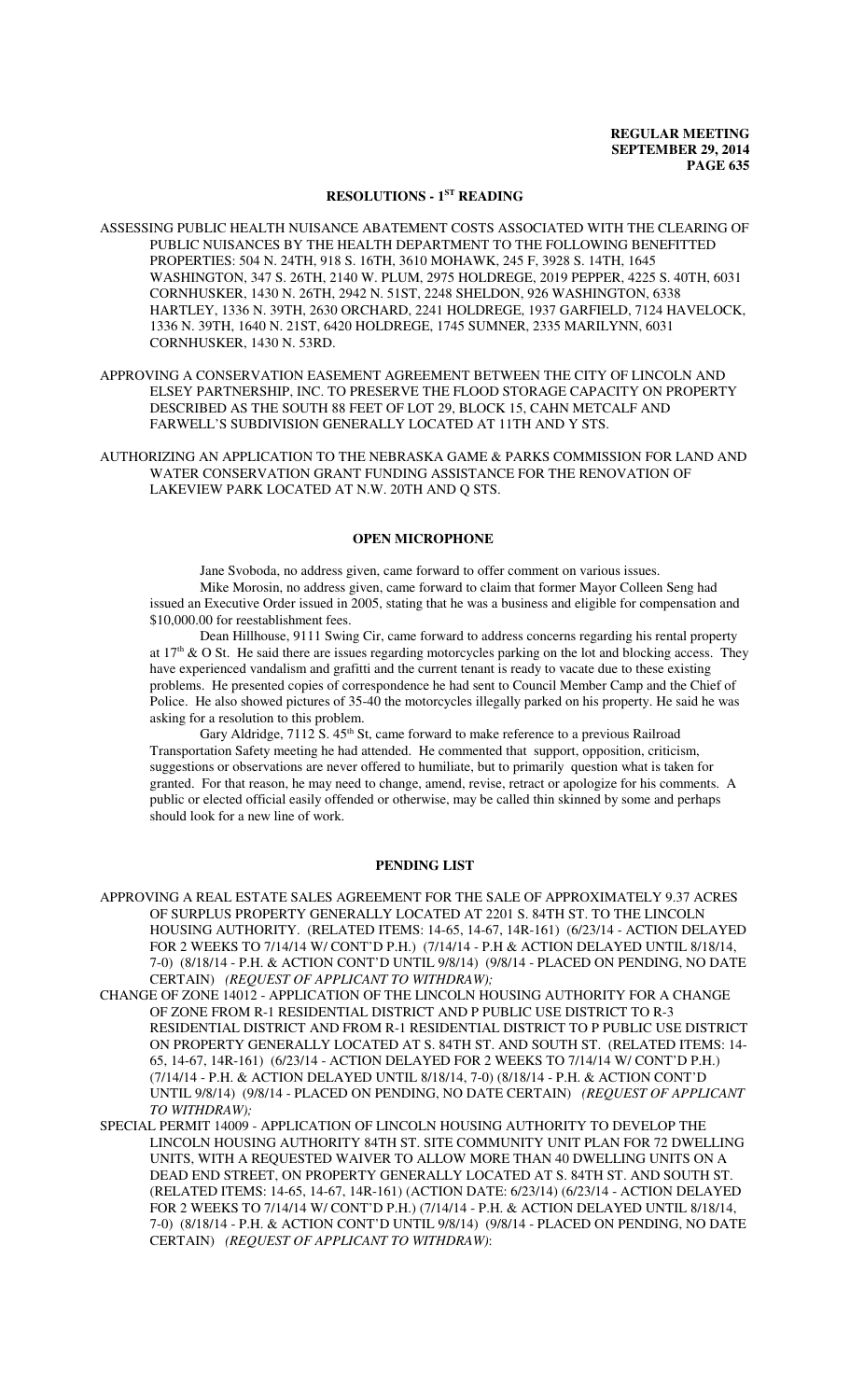## RESOLUTIONS - 1ST READING

ASSESSING PUBLIC HEALTH NUISANCE ABATEMENT COSTS ASSOCIATED WITH THE CLEARING OF PUBLIC NUISANCES BY THE HEALTH DEPARTMENT TO THE FOLLOWING BENEFITTED PROPERTIES: 504 N. 24TH, 918 S. 16TH, 3610 MOHAWK, 245 F, 3928 S. 14TH, 1645 WASHINGTON, 347 S. 26TH, 2140 W. PLUM, 2975 HOLDREGE, 2019 PEPPER, 4225 S. 40TH, 6031 CORNHUSKER, 1430 N. 26TH, 2942 N. 51ST, 2248 SHELDON, 926 WASHINGTON, 6338 HARTLEY, 1336 N. 39TH, 2630 ORCHARD, 2241 HOLDREGE, 1937 GARFIELD, 7124 HAVELOCK, 1336 N. 39TH, 1640 N. 21ST, 6420 HOLDREGE, 1745 SUMNER, 2335 MARILYNN, 6031 CORNHUSKER, 1430 N. 53RD.

APPROVING A CONSERVATION EASEMENT AGREEMENT BETWEEN THE CITY OF LINCOLN AND ELSEY PARTNERSHIP, INC. TO PRESERVE THE FLOOD STORAGE CAPACITY ON PROPERTY DESCRIBED AS THE SOUTH 88 FEET OF LOT 29, BLOCK 15, CAHN METCALF AND FARWELL'S SUBDIVISION GENERALLY LOCATED AT 11TH AND Y STS.

AUTHORIZING AN APPLICATION TO THE NEBRASKA GAME & PARKS COMMISSION FOR LAND AND WATER CONSERVATION GRANT FUNDING ASSISTANCE FOR THE RENOVATION OF LAKEVIEW PARK LOCATED AT N.W. 20TH AND Q STS.

## OPEN MICROPHONE

Jane Svoboda, no address given, came forward to offer comment on various issues.

Mike Morosin, no address given, came forward to claim that former Mayor Colleen Seng had issued an Executive Order issued in 2005, stating that he was a business and eligible for compensation and $10,000.00 for reestablishment fees.

Dean Hillhouse, 9111 Swing Cir, came forward to address concerns regarding his rental property at 17th & O St. He said there are issues regarding motorcycles parking on the lot and blocking access. They have experienced vandalism and grafitti and the current tenant is ready to vacate due to these existing problems. He presented copies of correspondence he had sent to Council Member Camp and the Chief of Police. He also showed pictures of 35-40 the motorcycles illegally parked on his property. He said he was asking for a resolution to this problem.

Gary Aldridge, 7112 S. 45th St, came forward to make reference to a previous Railroad Transportation Safety meeting he had attended. He commented that support, opposition, criticism, suggestions or observations are never offered to humiliate, but to primarily question what is taken for granted. For that reason, he may need to change, amend, revise, retract or apologize for his comments. A public or elected official easily offended or otherwise, may be called thin skinned by some and perhaps should look for a new line of work.

## PENDING LIST

APPROVING A REAL ESTATE SALES AGREEMENT FOR THE SALE OF APPROXIMATELY 9.37 ACRES OF SURPLUS PROPERTY GENERALLY LOCATED AT 2201 S. 84TH ST. TO THE LINCOLN HOUSING AUTHORITY. (RELATED ITEMS: 14-65, 14-67, 14R-161) (6/23/14 - ACTION DELAYED FOR 2 WEEKS TO 7/14/14 W/ CONT'D P.H.) (7/14/14 - P.H & ACTION DELAYED UNTIL 8/18/14, 7-0) (8/18/14 - P.H. & ACTION CONT'D UNTIL 9/8/14) (9/8/14 - PLACED ON PENDING, NO DATE CERTAIN) *(REQUEST OF APPLICANT TO WITHDRAW);*

CHANGE OF ZONE 14012 - APPLICATION OF THE LINCOLN HOUSING AUTHORITY FOR A CHANGE OF ZONE FROM R-1 RESIDENTIAL DISTRICT AND P PUBLIC USE DISTRICT TO R-3 RESIDENTIAL DISTRICT AND FROM R-1 RESIDENTIAL DISTRICT TO P PUBLIC USE DISTRICT ON PROPERTY GENERALLY LOCATED AT S. 84TH ST. AND SOUTH ST. (RELATED ITEMS: 14-65, 14-67, 14R-161) (6/23/14 - ACTION DELAYED FOR 2 WEEKS TO 7/14/14 W/ CONT'D P.H.) (7/14/14 - P.H. & ACTION DELAYED UNTIL 8/18/14, 7-0) (8/18/14 - P.H. & ACTION CONT'D UNTIL 9/8/14) (9/8/14 - PLACED ON PENDING, NO DATE CERTAIN) *(REQUEST OF APPLICANT TO WITHDRAW);*

SPECIAL PERMIT 14009 - APPLICATION OF LINCOLN HOUSING AUTHORITY TO DEVELOP THE LINCOLN HOUSING AUTHORITY 84TH ST. SITE COMMUNITY UNIT PLAN FOR 72 DWELLING UNITS, WITH A REQUESTED WAIVER TO ALLOW MORE THAN 40 DWELLING UNITS ON A DEAD END STREET, ON PROPERTY GENERALLY LOCATED AT S. 84TH ST. AND SOUTH ST. (RELATED ITEMS: 14-65, 14-67, 14R-161) (ACTION DATE: 6/23/14) (6/23/14 - ACTION DELAYED FOR 2 WEEKS TO 7/14/14 W/ CONT'D P.H.) (7/14/14 - P.H. & ACTION DELAYED UNTIL 8/18/14, 7-0) (8/18/14 - P.H. & ACTION CONT'D UNTIL 9/8/14) (9/8/14 - PLACED ON PENDING, NO DATE CERTAIN) *(REQUEST OF APPLICANT TO WITHDRAW)*: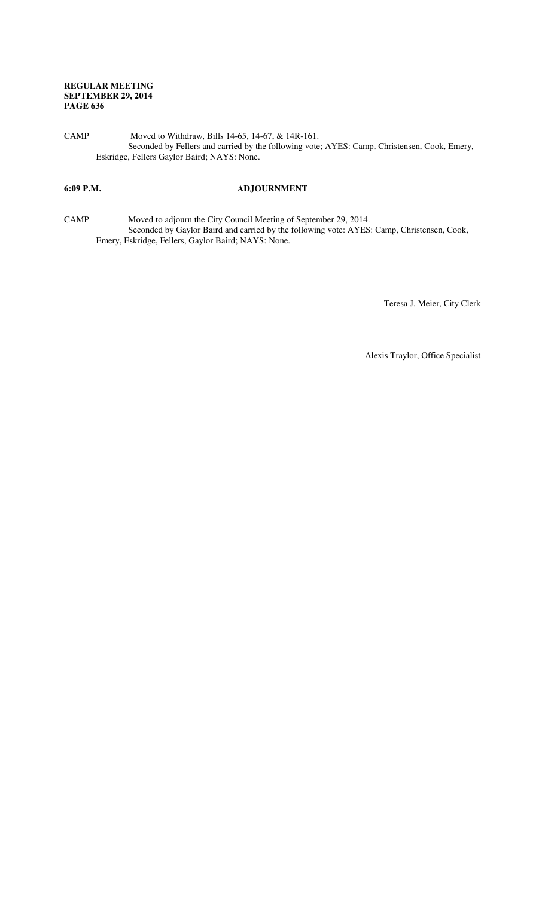CAMP Moved to Withdraw, Bills 14-65, 14-67, & 14R-161.
Seconded by Fellers and carried by the following vote; AYES: Camp, Christensen, Cook, Emery, Eskridge, Fellers Gaylor Baird; NAYS: None.

## 6:09 P.M. ADJOURNMENT

CAMP Moved to adjourn the City Council Meeting of September 29, 2014.
Seconded by Gaylor Baird and carried by the following vote: AYES: Camp, Christensen, Cook, Emery, Eskridge, Fellers, Gaylor Baird; NAYS: None.

\_\_\_\_\_\_\_\_\_\_\_\_\_\_\_\_\_\_\_\_\_\_\_\_\_\_\_\_\_\_\_\_\_\_\_\_\_\_
Teresa J. Meier, City Clerk

\_\_\_\_\_\_\_\_\_\_\_\_\_\_\_\_\_\_\_\_\_\_\_\_\_\_\_\_\_\_\_\_\_\_\_\_\_\_
Alexis Traylor, Office Specialist